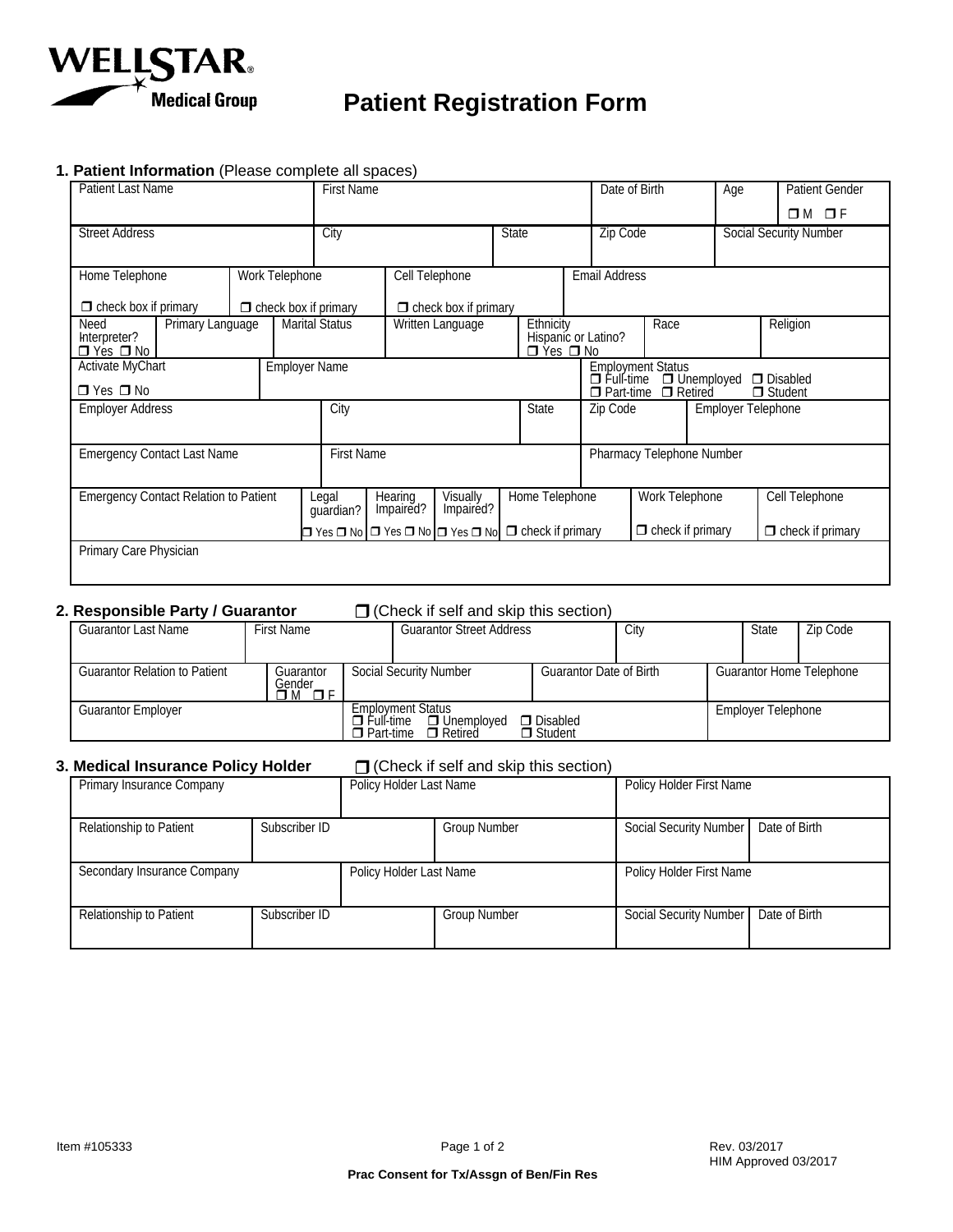WELLSTAR® Medical Group

# Patient Registration Form

## 1. Patient Information (Please complete all spaces)

| Patient Last Name | First Name | Date of Birth | Age | Patient Gender ☐ M ☐ F |
|---|---|---|---|---|
| | | | | |

| Street Address | City | State | Zip Code | Social Security Number |
|---|---|---|---|---|
| | | | | |

| Home Telephone ☐ check box if primary | Work Telephone ☐ check box if primary | Cell Telephone ☐ check box if primary | Email Address |
|---|---|---|---|
| | | | |

| Need Interpreter? ☐ Yes ☐ No | Primary Language | Marital Status | Written Language | Ethnicity Hispanic or Latino? ☐ Yes ☐ No | Race | Religion |
|---|---|---|---|---|---|---|
| | | | | | | |

| Activate MyChart ☐ Yes ☐ No | Employer Name | Employment Status ☐ Full-time ☐ Unemployed ☐ Disabled ☐ Part-time ☐ Retired ☐ Student |
|---|---|---|
| | | |

| Employer Address | City | State | Zip Code | Employer Telephone |
|---|---|---|---|---|
| | | | | |

| Emergency Contact Last Name | First Name | Pharmacy Telephone Number |
|---|---|---|
| | | |

| Emergency Contact Relation to Patient | Legal guardian? ☐ Yes ☐ No | Hearing Impaired? ☐ Yes ☐ No | Visually Impaired? ☐ Yes ☐ No | Home Telephone ☐ check if primary | Work Telephone ☐ check if primary | Cell Telephone ☐ check if primary |
|---|---|---|---|---|---|---|
| | | | | | | |

| Primary Care Physician |
|---|
| |

## 2. Responsible Party / Guarantor ☐ (Check if self and skip this section)

| Guarantor Last Name | First Name | Guarantor Street Address | City | State | Zip Code |
|---|---|---|---|---|---|
| | | | | | |

| Guarantor Relation to Patient | Guarantor Gender ☐ M ☐ F | Social Security Number | Guarantor Date of Birth | Guarantor Home Telephone |
|---|---|---|---|---|
| | | | | |

| Guarantor Employer | Employment Status ☐ Full-time ☐ Unemployed ☐ Disabled ☐ Part-time ☐ Retired ☐ Student | Employer Telephone |
|---|---|---|
| | | |

## 3. Medical Insurance Policy Holder ☐ (Check if self and skip this section)

| Primary Insurance Company | Policy Holder Last Name | Policy Holder First Name |
|---|---|---|
| | | |

| Relationship to Patient | Subscriber ID | Group Number | Social Security Number | Date of Birth |
|---|---|---|---|---|
| | | | | |

| Secondary Insurance Company | Policy Holder Last Name | Policy Holder First Name |
|---|---|---|
| | | |

| Relationship to Patient | Subscriber ID | Group Number | Social Security Number | Date of Birth |
|---|---|---|---|---|
| | | | | |

Item #105333

Rev. 03/2017
HIM Approved 03/2017

**Prac Consent for Tx/Assgn of Ben/Fin Res**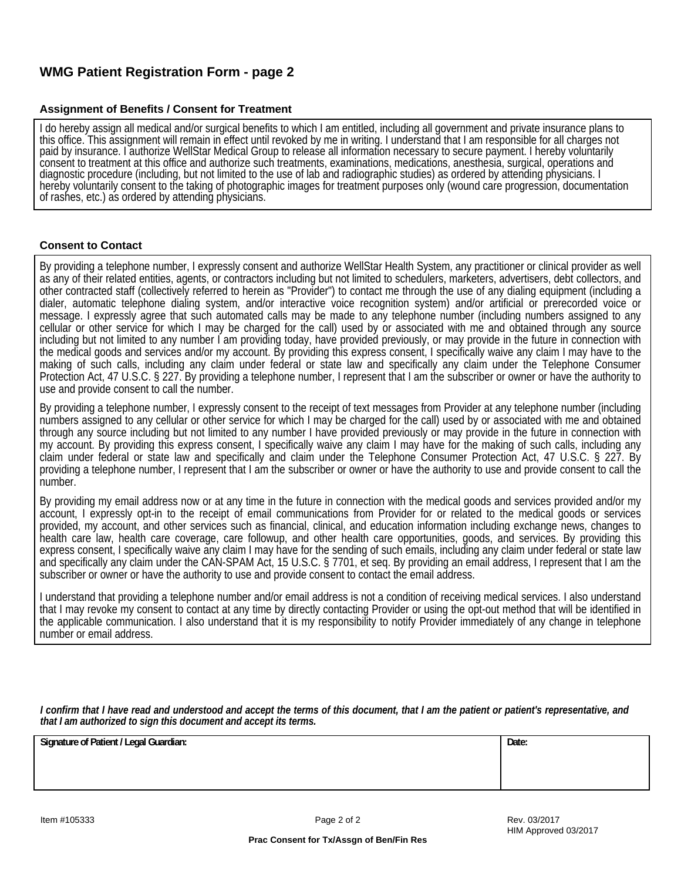# WMG Patient Registration Form - page 2

## Assignment of Benefits / Consent for Treatment

I do hereby assign all medical and/or surgical benefits to which I am entitled, including all government and private insurance plans to this office. This assignment will remain in effect until revoked by me in writing. I understand that I am responsible for all charges not paid by insurance. I authorize WellStar Medical Group to release all information necessary to secure payment. I hereby voluntarily consent to treatment at this office and authorize such treatments, examinations, medications, anesthesia, surgical, operations and diagnostic procedure (including, but not limited to the use of lab and radiographic studies) as ordered by attending physicians. I hereby voluntarily consent to the taking of photographic images for treatment purposes only (wound care progression, documentation of rashes, etc.) as ordered by attending physicians.

## Consent to Contact

By providing a telephone number, I expressly consent and authorize WellStar Health System, any practitioner or clinical provider as well as any of their related entities, agents, or contractors including but not limited to schedulers, marketers, advertisers, debt collectors, and other contracted staff (collectively referred to herein as "Provider") to contact me through the use of any dialing equipment (including a dialer, automatic telephone dialing system, and/or interactive voice recognition system) and/or artificial or prerecorded voice or message. I expressly agree that such automated calls may be made to any telephone number (including numbers assigned to any cellular or other service for which I may be charged for the call) used by or associated with me and obtained through any source including but not limited to any number I am providing today, have provided previously, or may provide in the future in connection with the medical goods and services and/or my account. By providing this express consent, I specifically waive any claim I may have to the making of such calls, including any claim under federal or state law and specifically any claim under the Telephone Consumer Protection Act, 47 U.S.C. § 227. By providing a telephone number, I represent that I am the subscriber or owner or have the authority to use and provide consent to call the number.

By providing a telephone number, I expressly consent to the receipt of text messages from Provider at any telephone number (including numbers assigned to any cellular or other service for which I may be charged for the call) used by or associated with me and obtained through any source including but not limited to any number I have provided previously or may provide in the future in connection with my account. By providing this express consent, I specifically waive any claim I may have for the making of such calls, including any claim under federal or state law and specifically and claim under the Telephone Consumer Protection Act, 47 U.S.C. § 227. By providing a telephone number, I represent that I am the subscriber or owner or have the authority to use and provide consent to call the number.

By providing my email address now or at any time in the future in connection with the medical goods and services provided and/or my account, I expressly opt-in to the receipt of email communications from Provider for or related to the medical goods or services provided, my account, and other services such as financial, clinical, and education information including exchange news, changes to health care law, health care coverage, care followup, and other health care opportunities, goods, and services. By providing this express consent, I specifically waive any claim I may have for the sending of such emails, including any claim under federal or state law and specifically any claim under the CAN-SPAM Act, 15 U.S.C. § 7701, et seq. By providing an email address, I represent that I am the subscriber or owner or have the authority to use and provide consent to contact the email address.

I understand that providing a telephone number and/or email address is not a condition of receiving medical services. I also understand that I may revoke my consent to contact at any time by directly contacting Provider or using the opt-out method that will be identified in the applicable communication. I also understand that it is my responsibility to notify Provider immediately of any change in telephone number or email address.

***I confirm that I have read and understood and accept the terms of this document, that I am the patient or patient's representative, and that I am authorized to sign this document and accept its terms.***

| Signature of Patient / Legal Guardian: | Date: |
| --- | --- |
| | |

Item #105333

Rev. 03/2017
HIM Approved 03/2017

**Prac Consent for Tx/Assgn of Ben/Fin Res**